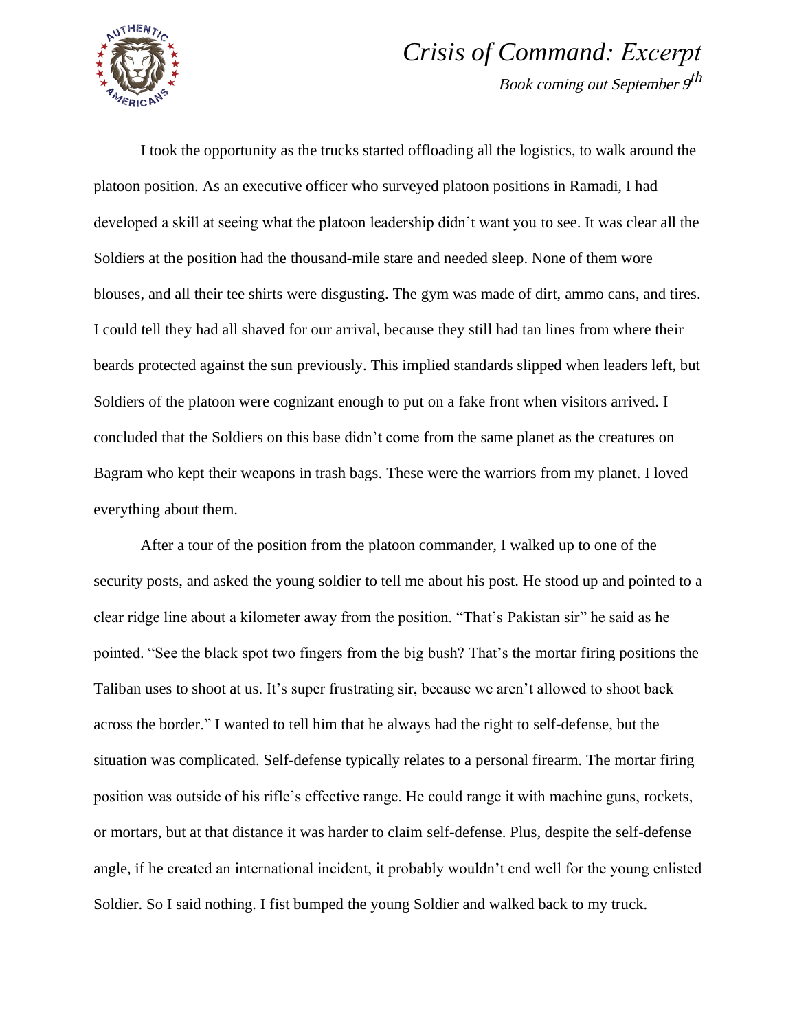# *Crisis of Command: Excerpt*

*Book coming out September 9th*

I took the opportunity as the trucks started offloading all the logistics, to walk around the platoon position. As an executive officer who surveyed platoon positions in Ramadi, I had developed a skill at seeing what the platoon leadership didn't want you to see. It was clear all the Soldiers at the position had the thousand-mile stare and needed sleep. None of them wore blouses, and all their tee shirts were disgusting. The gym was made of dirt, ammo cans, and tires. I could tell they had all shaved for our arrival, because they still had tan lines from where their beards protected against the sun previously. This implied standards slipped when leaders left, but Soldiers of the platoon were cognizant enough to put on a fake front when visitors arrived. I concluded that the Soldiers on this base didn't come from the same planet as the creatures on Bagram who kept their weapons in trash bags. These were the warriors from my planet. I loved everything about them.

After a tour of the position from the platoon commander, I walked up to one of the security posts, and asked the young soldier to tell me about his post. He stood up and pointed to a clear ridge line about a kilometer away from the position. "That's Pakistan sir" he said as he pointed. "See the black spot two fingers from the big bush? That's the mortar firing positions the Taliban uses to shoot at us. It's super frustrating sir, because we aren't allowed to shoot back across the border." I wanted to tell him that he always had the right to self-defense, but the situation was complicated. Self-defense typically relates to a personal firearm. The mortar firing position was outside of his rifle's effective range. He could range it with machine guns, rockets, or mortars, but at that distance it was harder to claim self-defense. Plus, despite the self-defense angle, if he created an international incident, it probably wouldn't end well for the young enlisted Soldier. So I said nothing. I fist bumped the young Soldier and walked back to my truck.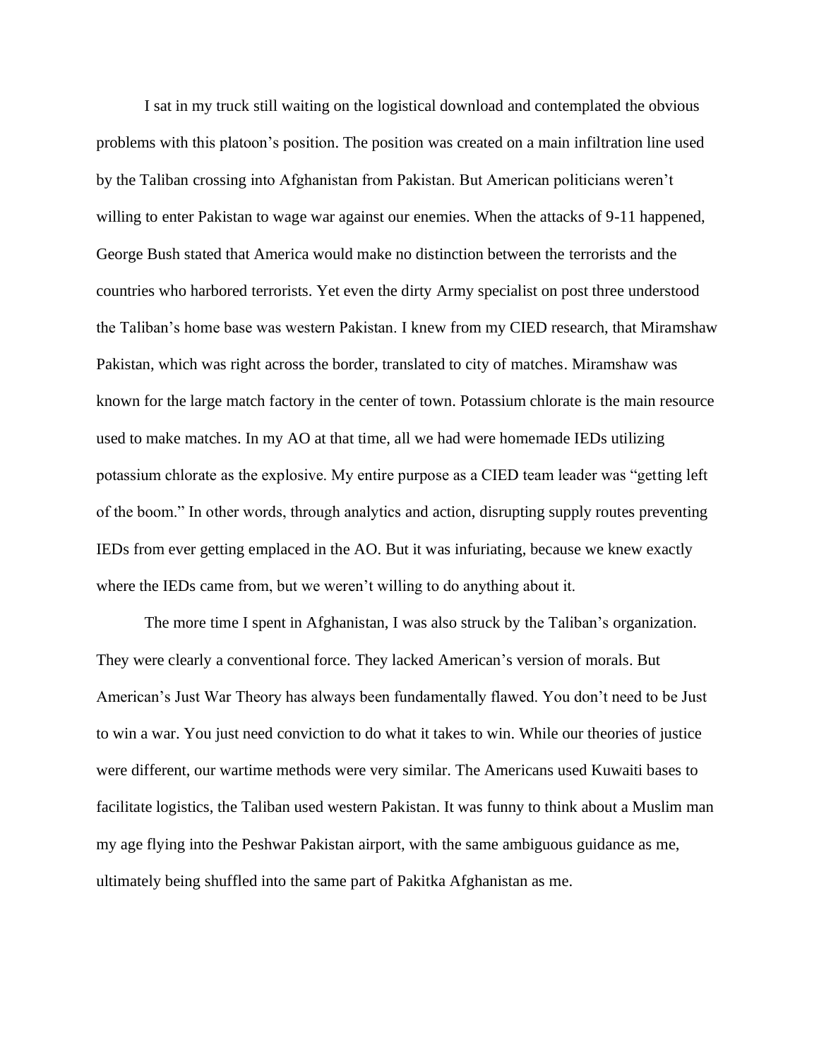I sat in my truck still waiting on the logistical download and contemplated the obvious problems with this platoon's position. The position was created on a main infiltration line used by the Taliban crossing into Afghanistan from Pakistan. But American politicians weren't willing to enter Pakistan to wage war against our enemies. When the attacks of 9-11 happened, George Bush stated that America would make no distinction between the terrorists and the countries who harbored terrorists. Yet even the dirty Army specialist on post three understood the Taliban's home base was western Pakistan. I knew from my CIED research, that Miramshaw Pakistan, which was right across the border, translated to city of matches. Miramshaw was known for the large match factory in the center of town. Potassium chlorate is the main resource used to make matches. In my AO at that time, all we had were homemade IEDs utilizing potassium chlorate as the explosive. My entire purpose as a CIED team leader was "getting left of the boom." In other words, through analytics and action, disrupting supply routes preventing IEDs from ever getting emplaced in the AO. But it was infuriating, because we knew exactly where the IEDs came from, but we weren't willing to do anything about it.

The more time I spent in Afghanistan, I was also struck by the Taliban's organization. They were clearly a conventional force. They lacked American's version of morals. But American's Just War Theory has always been fundamentally flawed. You don't need to be Just to win a war. You just need conviction to do what it takes to win. While our theories of justice were different, our wartime methods were very similar. The Americans used Kuwaiti bases to facilitate logistics, the Taliban used western Pakistan. It was funny to think about a Muslim man my age flying into the Peshwar Pakistan airport, with the same ambiguous guidance as me, ultimately being shuffled into the same part of Pakitka Afghanistan as me.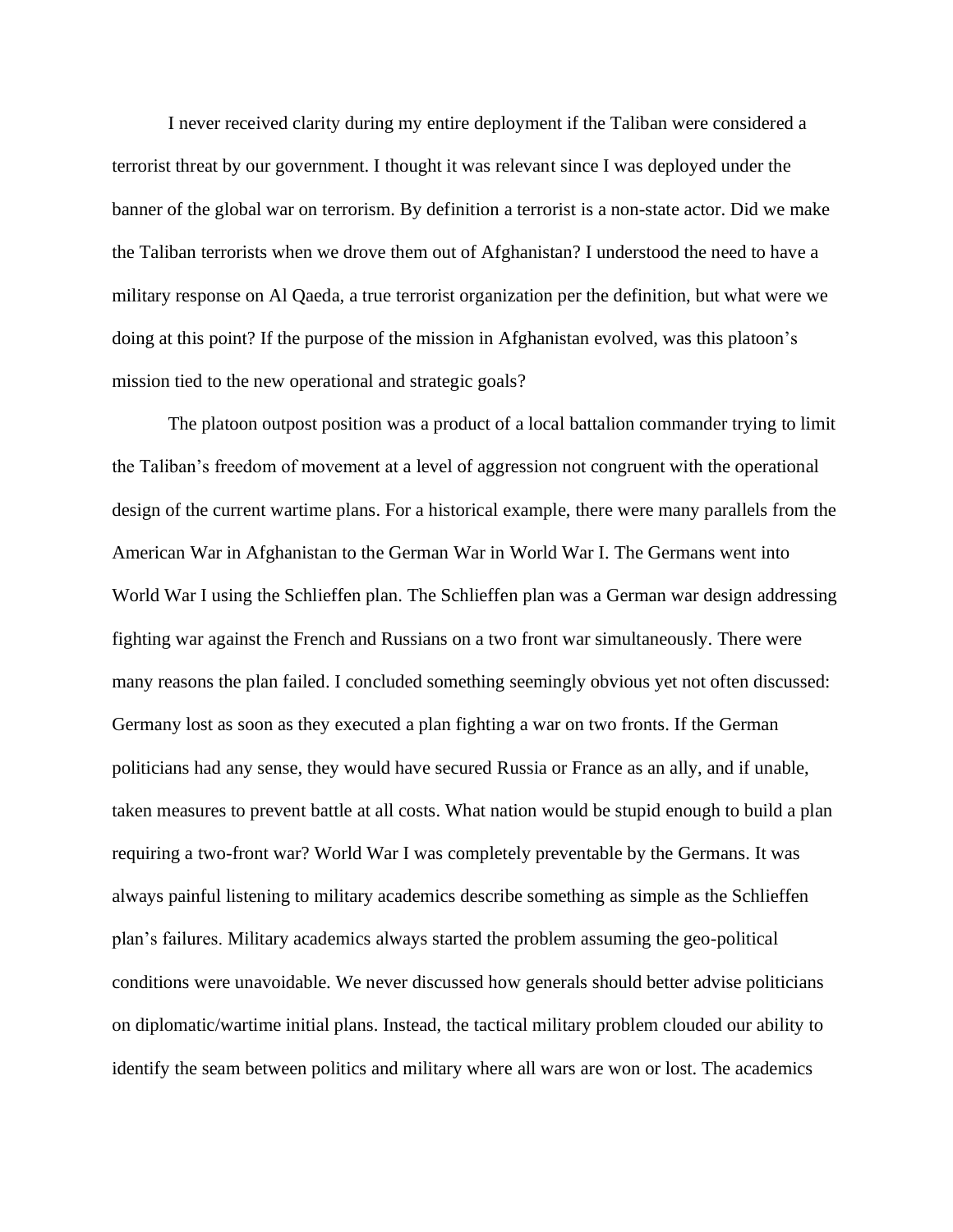I never received clarity during my entire deployment if the Taliban were considered a terrorist threat by our government. I thought it was relevant since I was deployed under the banner of the global war on terrorism. By definition a terrorist is a non-state actor. Did we make the Taliban terrorists when we drove them out of Afghanistan? I understood the need to have a military response on Al Qaeda, a true terrorist organization per the definition, but what were we doing at this point? If the purpose of the mission in Afghanistan evolved, was this platoon's mission tied to the new operational and strategic goals?

The platoon outpost position was a product of a local battalion commander trying to limit the Taliban's freedom of movement at a level of aggression not congruent with the operational design of the current wartime plans. For a historical example, there were many parallels from the American War in Afghanistan to the German War in World War I. The Germans went into World War I using the Schlieffen plan. The Schlieffen plan was a German war design addressing fighting war against the French and Russians on a two front war simultaneously. There were many reasons the plan failed. I concluded something seemingly obvious yet not often discussed: Germany lost as soon as they executed a plan fighting a war on two fronts. If the German politicians had any sense, they would have secured Russia or France as an ally, and if unable, taken measures to prevent battle at all costs. What nation would be stupid enough to build a plan requiring a two-front war? World War I was completely preventable by the Germans. It was always painful listening to military academics describe something as simple as the Schlieffen plan's failures. Military academics always started the problem assuming the geo-political conditions were unavoidable. We never discussed how generals should better advise politicians on diplomatic/wartime initial plans. Instead, the tactical military problem clouded our ability to identify the seam between politics and military where all wars are won or lost. The academics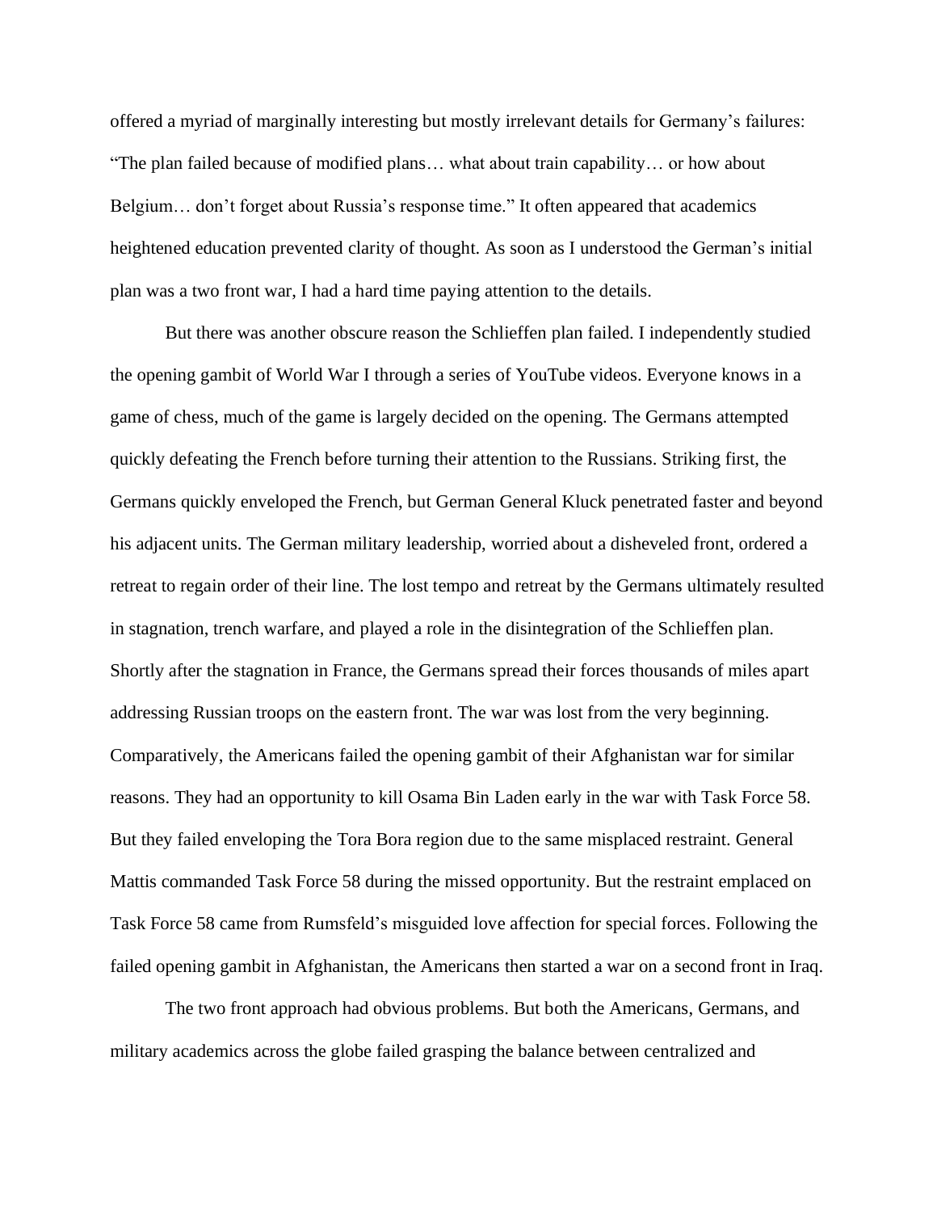offered a myriad of marginally interesting but mostly irrelevant details for Germany's failures: "The plan failed because of modified plans… what about train capability… or how about Belgium… don't forget about Russia's response time." It often appeared that academics heightened education prevented clarity of thought. As soon as I understood the German's initial plan was a two front war, I had a hard time paying attention to the details.

But there was another obscure reason the Schlieffen plan failed. I independently studied the opening gambit of World War I through a series of YouTube videos. Everyone knows in a game of chess, much of the game is largely decided on the opening. The Germans attempted quickly defeating the French before turning their attention to the Russians. Striking first, the Germans quickly enveloped the French, but German General Kluck penetrated faster and beyond his adjacent units. The German military leadership, worried about a disheveled front, ordered a retreat to regain order of their line. The lost tempo and retreat by the Germans ultimately resulted in stagnation, trench warfare, and played a role in the disintegration of the Schlieffen plan. Shortly after the stagnation in France, the Germans spread their forces thousands of miles apart addressing Russian troops on the eastern front. The war was lost from the very beginning. Comparatively, the Americans failed the opening gambit of their Afghanistan war for similar reasons. They had an opportunity to kill Osama Bin Laden early in the war with Task Force 58. But they failed enveloping the Tora Bora region due to the same misplaced restraint. General Mattis commanded Task Force 58 during the missed opportunity. But the restraint emplaced on Task Force 58 came from Rumsfeld's misguided love affection for special forces. Following the failed opening gambit in Afghanistan, the Americans then started a war on a second front in Iraq.

The two front approach had obvious problems. But both the Americans, Germans, and military academics across the globe failed grasping the balance between centralized and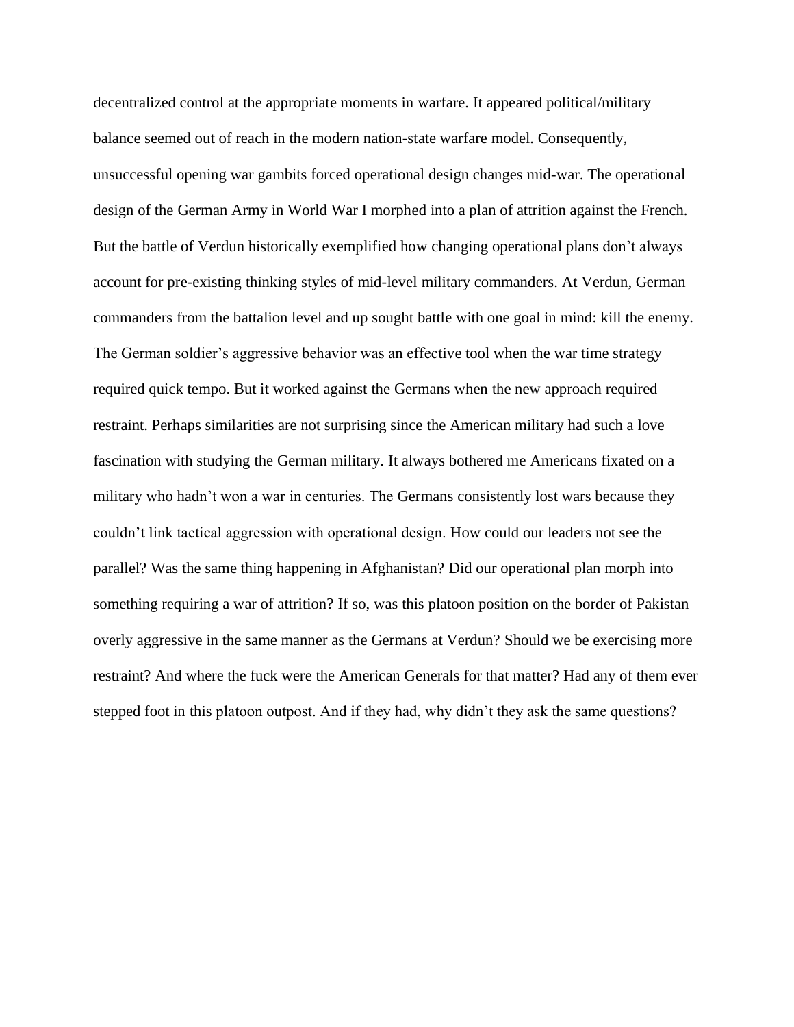decentralized control at the appropriate moments in warfare. It appeared political/military balance seemed out of reach in the modern nation-state warfare model. Consequently, unsuccessful opening war gambits forced operational design changes mid-war. The operational design of the German Army in World War I morphed into a plan of attrition against the French. But the battle of Verdun historically exemplified how changing operational plans don't always account for pre-existing thinking styles of mid-level military commanders. At Verdun, German commanders from the battalion level and up sought battle with one goal in mind: kill the enemy. The German soldier's aggressive behavior was an effective tool when the war time strategy required quick tempo. But it worked against the Germans when the new approach required restraint. Perhaps similarities are not surprising since the American military had such a love fascination with studying the German military. It always bothered me Americans fixated on a military who hadn't won a war in centuries. The Germans consistently lost wars because they couldn't link tactical aggression with operational design. How could our leaders not see the parallel? Was the same thing happening in Afghanistan? Did our operational plan morph into something requiring a war of attrition? If so, was this platoon position on the border of Pakistan overly aggressive in the same manner as the Germans at Verdun? Should we be exercising more restraint? And where the fuck were the American Generals for that matter? Had any of them ever stepped foot in this platoon outpost. And if they had, why didn't they ask the same questions?